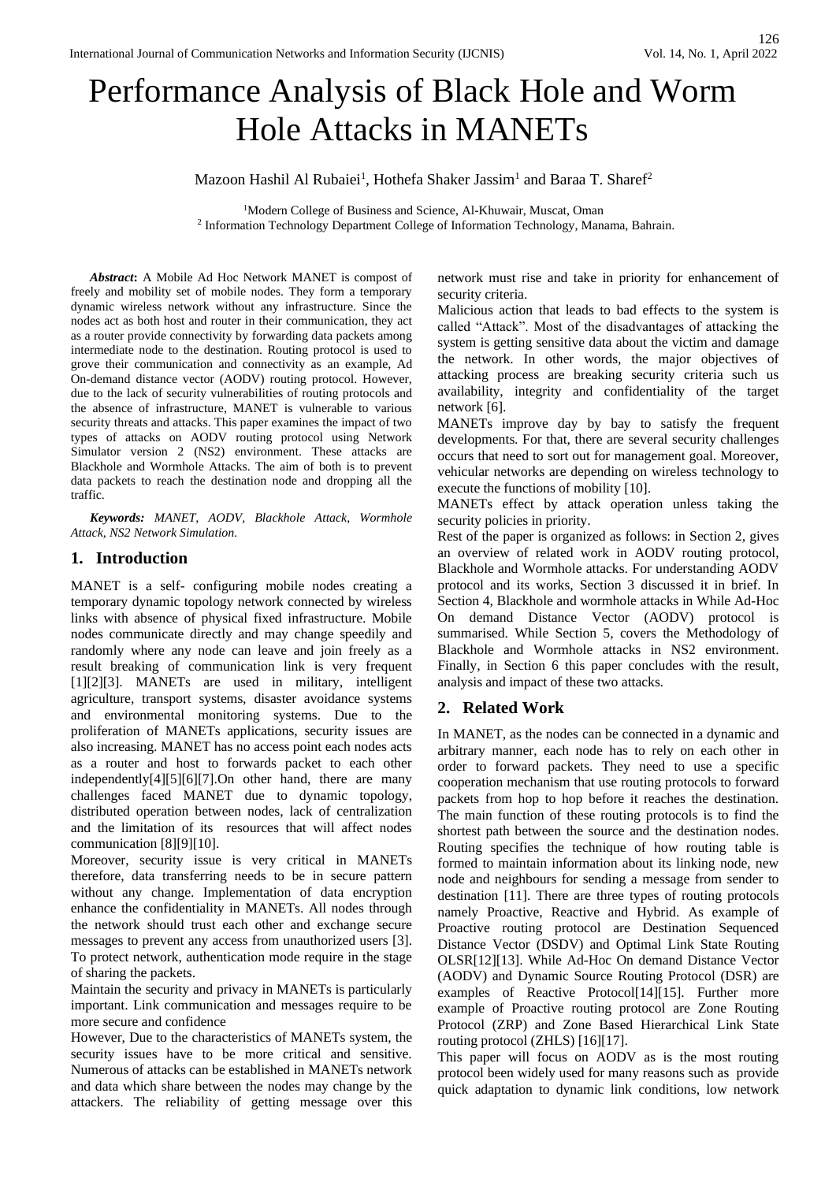# Performance Analysis of Black Hole and Worm Hole Attacks in MANETs

Mazoon Hashil Al Rubaiei[1], Hothefa Shaker Jassim[1] and Baraa T. Sharef[2]

[1]Modern College of Business and Science, Al-Khuwair, Muscat, Oman
[2] Information Technology Department College of Information Technology, Manama, Bahrain.

***Abstract*:** A Mobile Ad Hoc Network MANET is compost of freely and mobility set of mobile nodes. They form a temporary dynamic wireless network without any infrastructure. Since the nodes act as both host and router in their communication, they act as a router provide connectivity by forwarding data packets among intermediate node to the destination. Routing protocol is used to grove their communication and connectivity as an example, Ad On-demand distance vector (AODV) routing protocol. However, due to the lack of security vulnerabilities of routing protocols and the absence of infrastructure, MANET is vulnerable to various security threats and attacks. This paper examines the impact of two types of attacks on AODV routing protocol using Network Simulator version 2 (NS2) environment. These attacks are Blackhole and Wormhole Attacks. The aim of both is to prevent data packets to reach the destination node and dropping all the traffic.

***Keywords:*** *MANET, AODV, Blackhole Attack, Wormhole Attack, NS2 Network Simulation.*

## 1. Introduction

MANET is a self- configuring mobile nodes creating a temporary dynamic topology network connected by wireless links with absence of physical fixed infrastructure. Mobile nodes communicate directly and may change speedily and randomly where any node can leave and join freely as a result breaking of communication link is very frequent [1][2][3]. MANETs are used in military, intelligent agriculture, transport systems, disaster avoidance systems and environmental monitoring systems. Due to the proliferation of MANETs applications, security issues are also increasing. MANET has no access point each nodes acts as a router and host to forwards packet to each other independently[4][5][6][7].On other hand, there are many challenges faced MANET due to dynamic topology, distributed operation between nodes, lack of centralization and the limitation of its resources that will affect nodes communication [8][9][10].

Moreover, security issue is very critical in MANETs therefore, data transferring needs to be in secure pattern without any change. Implementation of data encryption enhance the confidentiality in MANETs. All nodes through the network should trust each other and exchange secure messages to prevent any access from unauthorized users [3]. To protect network, authentication mode require in the stage of sharing the packets.

Maintain the security and privacy in MANETs is particularly important. Link communication and messages require to be more secure and confidence

However, Due to the characteristics of MANETs system, the security issues have to be more critical and sensitive. Numerous of attacks can be established in MANETs network and data which share between the nodes may change by the attackers. The reliability of getting message over this network must rise and take in priority for enhancement of security criteria.

Malicious action that leads to bad effects to the system is called "Attack". Most of the disadvantages of attacking the system is getting sensitive data about the victim and damage the network. In other words, the major objectives of attacking process are breaking security criteria such us availability, integrity and confidentiality of the target network [6].

MANETs improve day by bay to satisfy the frequent developments. For that, there are several security challenges occurs that need to sort out for management goal. Moreover, vehicular networks are depending on wireless technology to execute the functions of mobility [10].

MANETs effect by attack operation unless taking the security policies in priority.

Rest of the paper is organized as follows: in Section 2, gives an overview of related work in AODV routing protocol, Blackhole and Wormhole attacks. For understanding AODV protocol and its works, Section 3 discussed it in brief. In Section 4, Blackhole and wormhole attacks in While Ad-Hoc On demand Distance Vector (AODV) protocol is summarised. While Section 5, covers the Methodology of Blackhole and Wormhole attacks in NS2 environment. Finally, in Section 6 this paper concludes with the result, analysis and impact of these two attacks.

## 2. Related Work

In MANET, as the nodes can be connected in a dynamic and arbitrary manner, each node has to rely on each other in order to forward packets. They need to use a specific cooperation mechanism that use routing protocols to forward packets from hop to hop before it reaches the destination. The main function of these routing protocols is to find the shortest path between the source and the destination nodes. Routing specifies the technique of how routing table is formed to maintain information about its linking node, new node and neighbours for sending a message from sender to destination [11]. There are three types of routing protocols namely Proactive, Reactive and Hybrid. As example of Proactive routing protocol are Destination Sequenced Distance Vector (DSDV) and Optimal Link State Routing OLSR[12][13]. While Ad-Hoc On demand Distance Vector (AODV) and Dynamic Source Routing Protocol (DSR) are examples of Reactive Protocol[14][15]. Further more example of Proactive routing protocol are Zone Routing Protocol (ZRP) and Zone Based Hierarchical Link State routing protocol (ZHLS) [16][17].

This paper will focus on AODV as is the most routing protocol been widely used for many reasons such as provide quick adaptation to dynamic link conditions, low network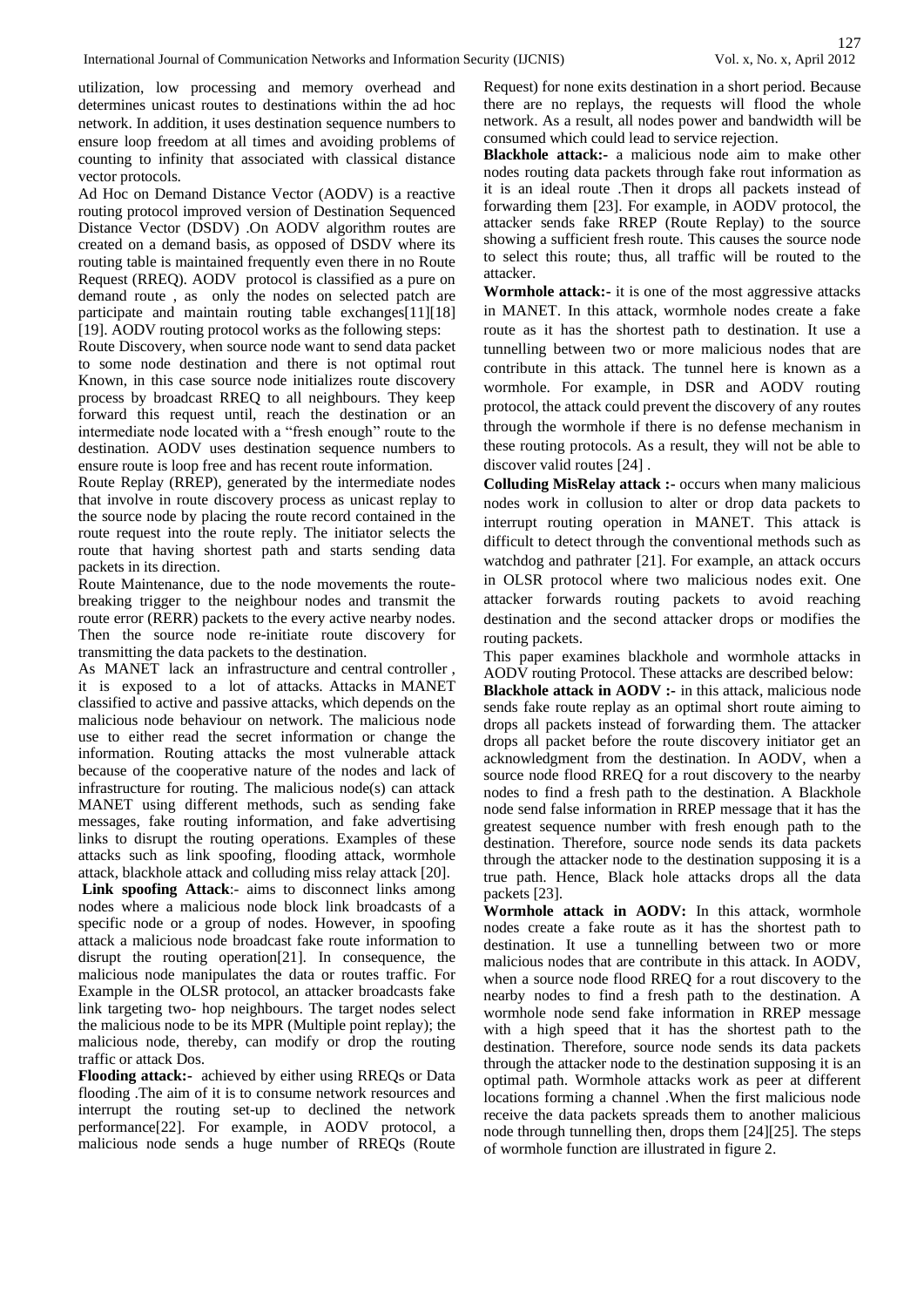utilization, low processing and memory overhead and determines unicast routes to destinations within the ad hoc network. In addition, it uses destination sequence numbers to ensure loop freedom at all times and avoiding problems of counting to infinity that associated with classical distance vector protocols.

Ad Hoc on Demand Distance Vector (AODV) is a reactive routing protocol improved version of Destination Sequenced Distance Vector (DSDV) .On AODV algorithm routes are created on a demand basis, as opposed of DSDV where its routing table is maintained frequently even there in no Route Request (RREQ). AODV protocol is classified as a pure on demand route , as only the nodes on selected patch are participate and maintain routing table exchanges[11][18] [19]. AODV routing protocol works as the following steps:

Route Discovery, when source node want to send data packet to some node destination and there is not optimal rout Known, in this case source node initializes route discovery process by broadcast RREQ to all neighbours. They keep forward this request until, reach the destination or an intermediate node located with a "fresh enough" route to the destination. AODV uses destination sequence numbers to ensure route is loop free and has recent route information.

Route Replay (RREP), generated by the intermediate nodes that involve in route discovery process as unicast replay to the source node by placing the route record contained in the route request into the route reply. The initiator selects the route that having shortest path and starts sending data packets in its direction.

Route Maintenance, due to the node movements the route-breaking trigger to the neighbour nodes and transmit the route error (RERR) packets to the every active nearby nodes. Then the source node re-initiate route discovery for transmitting the data packets to the destination.

As MANET lack an infrastructure and central controller , it is exposed to a lot of attacks. Attacks in MANET classified to active and passive attacks, which depends on the malicious node behaviour on network. The malicious node use to either read the secret information or change the information. Routing attacks the most vulnerable attack because of the cooperative nature of the nodes and lack of infrastructure for routing. The malicious node(s) can attack MANET using different methods, such as sending fake messages, fake routing information, and fake advertising links to disrupt the routing operations. Examples of these attacks such as link spoofing, flooding attack, wormhole attack, blackhole attack and colluding miss relay attack [20].

**Link spoofing Attack**:- aims to disconnect links among nodes where a malicious node block link broadcasts of a specific node or a group of nodes. However, in spoofing attack a malicious node broadcast fake route information to disrupt the routing operation[21]. In consequence, the malicious node manipulates the data or routes traffic. For Example in the OLSR protocol, an attacker broadcasts fake link targeting two- hop neighbours. The target nodes select the malicious node to be its MPR (Multiple point replay); the malicious node, thereby, can modify or drop the routing traffic or attack Dos.

**Flooding attack:-** achieved by either using RREQs or Data flooding .The aim of it is to consume network resources and interrupt the routing set-up to declined the network performance[22]. For example, in AODV protocol, a malicious node sends a huge number of RREQs (Route Request) for none exits destination in a short period. Because there are no replays, the requests will flood the whole network. As a result, all nodes power and bandwidth will be consumed which could lead to service rejection.

**Blackhole attack:-** a malicious node aim to make other nodes routing data packets through fake rout information as it is an ideal route .Then it drops all packets instead of forwarding them [23]. For example, in AODV protocol, the attacker sends fake RREP (Route Replay) to the source showing a sufficient fresh route. This causes the source node to select this route; thus, all traffic will be routed to the attacker.

**Wormhole attack:-** it is one of the most aggressive attacks in MANET. In this attack, wormhole nodes create a fake route as it has the shortest path to destination. It use a tunnelling between two or more malicious nodes that are contribute in this attack. The tunnel here is known as a wormhole. For example, in DSR and AODV routing protocol, the attack could prevent the discovery of any routes through the wormhole if there is no defense mechanism in these routing protocols. As a result, they will not be able to discover valid routes [24] .

**Colluding MisRelay attack :-** occurs when many malicious nodes work in collusion to alter or drop data packets to interrupt routing operation in MANET. This attack is difficult to detect through the conventional methods such as watchdog and pathrater [21]. For example, an attack occurs in OLSR protocol where two malicious nodes exit. One attacker forwards routing packets to avoid reaching destination and the second attacker drops or modifies the routing packets.

This paper examines blackhole and wormhole attacks in AODV routing Protocol. These attacks are described below:

**Blackhole attack in AODV :-** in this attack, malicious node sends fake route replay as an optimal short route aiming to drops all packets instead of forwarding them. The attacker drops all packet before the route discovery initiator get an acknowledgment from the destination. In AODV, when a source node flood RREQ for a rout discovery to the nearby nodes to find a fresh path to the destination. A Blackhole node send false information in RREP message that it has the greatest sequence number with fresh enough path to the destination. Therefore, source node sends its data packets through the attacker node to the destination supposing it is a true path. Hence, Black hole attacks drops all the data packets [23].

**Wormhole attack in AODV:** In this attack, wormhole nodes create a fake route as it has the shortest path to destination. It use a tunnelling between two or more malicious nodes that are contribute in this attack. In AODV, when a source node flood RREQ for a rout discovery to the nearby nodes to find a fresh path to the destination. A wormhole node send fake information in RREP message with a high speed that it has the shortest path to the destination. Therefore, source node sends its data packets through the attacker node to the destination supposing it is an optimal path. Wormhole attacks work as peer at different locations forming a channel .When the first malicious node receive the data packets spreads them to another malicious node through tunnelling then, drops them [24][25]. The steps of wormhole function are illustrated in figure 2.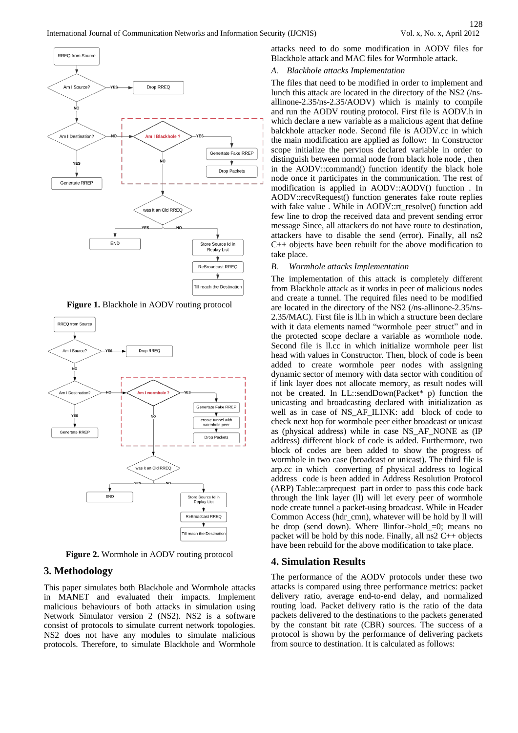Figure 1. Blackhole in AODV routing protocol

Figure 2. Wormhole in AODV routing protocol

## 3. Methodology

This paper simulates both Blackhole and Wormhole attacks in MANET and evaluated their impacts. Implement malicious behaviours of both attacks in simulation using Network Simulator version 2 (NS2). NS2 is a software consist of protocols to simulate current network topologies. NS2 does not have any modules to simulate malicious protocols. Therefore, to simulate Blackhole and Wormhole attacks need to do some modification in AODV files for Blackhole attack and MAC files for Wormhole attack.

### *A. Blackhole attacks Implementation*

The files that need to be modified in order to implement and lunch this attack are located in the directory of the NS2 (/ns-allinone-2.35/ns-2.35/AODV) which is mainly to compile and run the AODV routing protocol. First file is AODV.h in which declare a new variable as a malicious agent that define balckhole attacker node. Second file is AODV.cc in which the main modification are applied as follow: In Constructor scope initialize the pervious declared variable in order to distinguish between normal node from black hole node , then in the AODV::command() function identify the black hole node once it participates in the communication. The rest of modification is applied in AODV::AODV() function . In AODV::recvRequest() function generates fake route replies with fake value . While in AODV::rt_resolve() function add few line to drop the received data and prevent sending error message Since, all attackers do not have route to destination, attackers have to disable the send (error). Finally, all ns2 C++ objects have been rebuilt for the above modification to take place.

### *B. Wormhole attacks Implementation*

The implementation of this attack is completely different from Blackhole attack as it works in peer of malicious nodes and create a tunnel. The required files need to be modified are located in the directory of the NS2 (/ns-allinone-2.35/ns-2.35/MAC). First file is ll.h in which a structure been declare with it data elements named “wormhole_peer_struct” and in the protected scope declare a variable as wormhole node. Second file is ll.cc in which initialize wormhole peer list head with values in Constructor. Then, block of code is been added to create wormhole peer nodes with assigning dynamic sector of memory with data sector with condition of if link layer does not allocate memory, as result nodes will not be created. In LL::sendDown(Packet* p) function the unicasting and broadcasting declared with initialization as well as in case of NS_AF_ILINK: add block of code to check next hop for wormhole peer either broadcast or unicast as (physical address) while in case NS_AF_NONE as (IP address) different block of code is added. Furthermore, two block of codes are been added to show the progress of wormhole in two case (broadcast or unicast). The third file is arp.cc in which converting of physical address to logical address code is been added in Address Resolution Protocol (ARP) Table::arprequest part in order to pass this code back through the link layer (ll) will let every peer of wormhole node create tunnel a packet-using broadcast. While in Header Common Access (hdr_cmn), whatever will be hold by ll will be drop (send down). Where llinfor->hold_=0; means no packet will be hold by this node. Finally, all ns2 C++ objects have been rebuilt for the above modification to take place.

## 4. Simulation Results

The performance of the AODV protocols under these two attacks is compared using three performance metrics: packet delivery ratio, average end-to-end delay, and normalized routing load. Packet delivery ratio is the ratio of the data packets delivered to the destinations to the packets generated by the constant bit rate (CBR) sources. The success of a protocol is shown by the performance of delivering packets from source to destination. It is calculated as follows: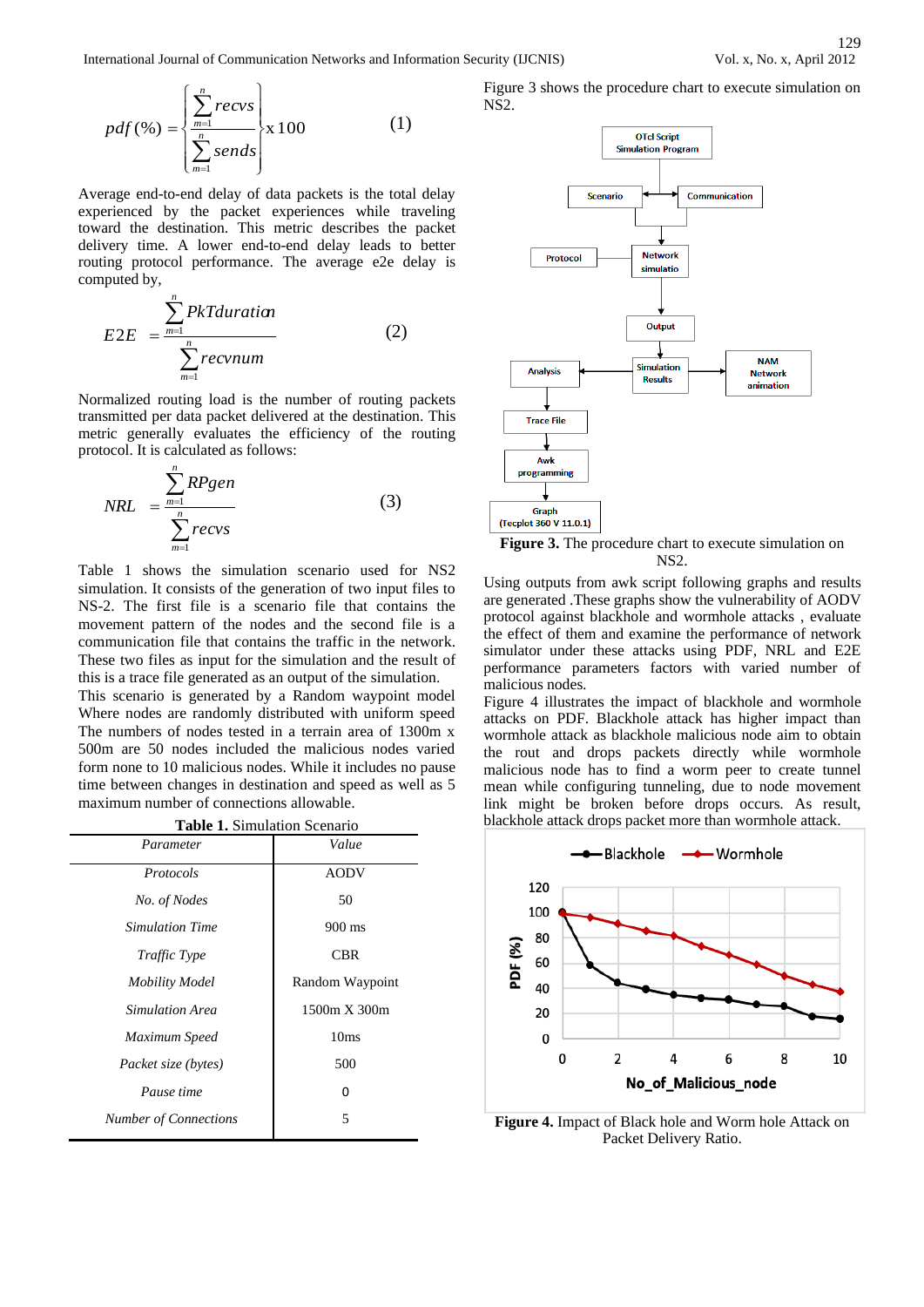$$pdf\,(\%) = \left\{ \frac{\sum_{m=1}^{n} recvs}{\sum_{m=1}^{n} sends} \right\} x\,100 \qquad (1)$$

Average end-to-end delay of data packets is the total delay experienced by the packet experiences while traveling toward the destination. This metric describes the packet delivery time. A lower end-to-end delay leads to better routing protocol performance. The average e2e delay is computed by,

$$E2E = \frac{\sum_{m=1}^{n} PkTduration}{\sum_{m=1}^{n} recvnum} \qquad (2)$$

Normalized routing load is the number of routing packets transmitted per data packet delivered at the destination. This metric generally evaluates the efficiency of the routing protocol. It is calculated as follows:

$$NRL = \frac{\sum_{m=1}^{n} RPgen}{\sum_{m=1}^{n} recvs} \qquad (3)$$

Table 1 shows the simulation scenario used for NS2 simulation. It consists of the generation of two input files to NS-2. The first file is a scenario file that contains the movement pattern of the nodes and the second file is a communication file that contains the traffic in the network. These two files as input for the simulation and the result of this is a trace file generated as an output of the simulation.
This scenario is generated by a Random waypoint model Where nodes are randomly distributed with uniform speed The numbers of nodes tested in a terrain area of 1300m x 500m are 50 nodes included the malicious nodes varied form none to 10 malicious nodes. While it includes no pause time between changes in destination and speed as well as 5 maximum number of connections allowable.

**Table 1.** Simulation Scenario

| *Parameter* | *Value* |
|---|---|
| *Protocols* | AODV |
| *No. of Nodes* | 50 |
| *Simulation Time* | 900 ms |
| *Traffic Type* | CBR |
| *Mobility Model* | Random Waypoint |
| *Simulation Area* | 1500m X 300m |
| *Maximum Speed* | 10ms |
| *Packet size (bytes)* | 500 |
| *Pause time* | 0 |
| *Number of Connections* | 5 |

Figure 3 shows the procedure chart to execute simulation on NS2.

**Figure 3.** The procedure chart to execute simulation on NS2.

Using outputs from awk script following graphs and results are generated .These graphs show the vulnerability of AODV protocol against blackhole and wormhole attacks , evaluate the effect of them and examine the performance of network simulator under these attacks using PDF, NRL and E2E performance parameters factors with varied number of malicious nodes.
Figure 4 illustrates the impact of blackhole and wormhole attacks on PDF. Blackhole attack has higher impact than wormhole attack as blackhole malicious node aim to obtain the rout and drops packets directly while wormhole malicious node has to find a worm peer to create tunnel mean while configuring tunneling, due to node movement link might be broken before drops occurs. As result, blackhole attack drops packet more than wormhole attack.

**Figure 4.** Impact of Black hole and Worm hole Attack on Packet Delivery Ratio.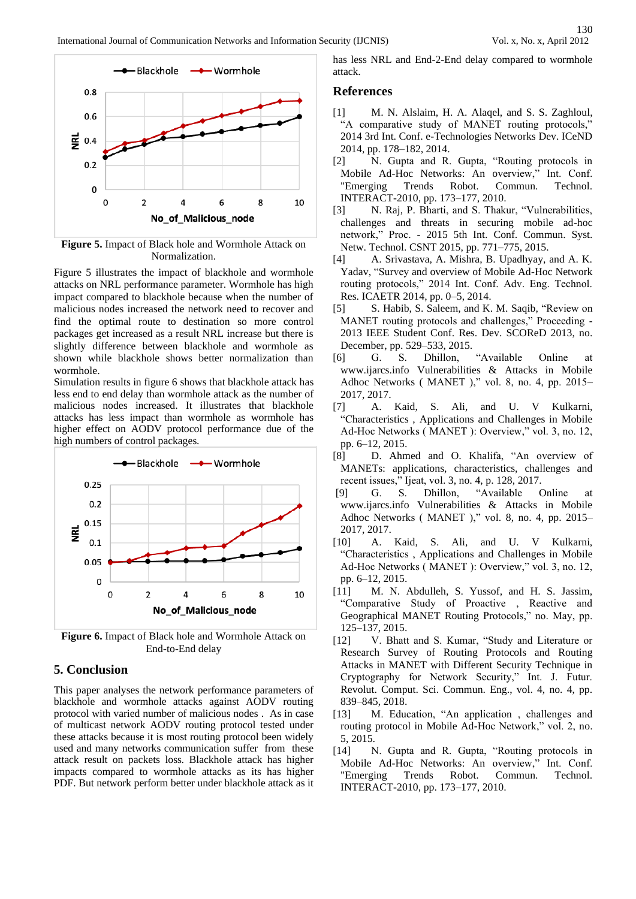Figure 5. Impact of Black hole and Wormhole Attack on Normalization.

Figure 5 illustrates the impact of blackhole and wormhole attacks on NRL performance parameter. Wormhole has high impact compared to blackhole because when the number of malicious nodes increased the network need to recover and find the optimal route to destination so more control packages get increased as a result NRL increase but there is slightly difference between blackhole and wormhole as shown while blackhole shows better normalization than wormhole.

Simulation results in figure 6 shows that blackhole attack has less end to end delay than wormhole attack as the number of malicious nodes increased. It illustrates that blackhole attacks has less impact than wormhole as wormhole has higher effect on AODV protocol performance due of the high numbers of control packages.

Figure 6. Impact of Black hole and Wormhole Attack on End-to-End delay

## 5. Conclusion

This paper analyses the network performance parameters of blackhole and wormhole attacks against AODV routing protocol with varied number of malicious nodes . As in case of multicast network AODV routing protocol tested under these attacks because it is most routing protocol been widely used and many networks communication suffer from these attack result on packets loss. Blackhole attack has higher impacts compared to wormhole attacks as its has higher PDF. But network perform better under blackhole attack as it has less NRL and End-2-End delay compared to wormhole attack.

## References

[1] M. N. Alslaim, H. A. Alaqel, and S. S. Zaghloul, "A comparative study of MANET routing protocols," 2014 3rd Int. Conf. e-Technologies Networks Dev. ICeND 2014, pp. 178–182, 2014.

[2] N. Gupta and R. Gupta, "Routing protocols in Mobile Ad-Hoc Networks: An overview," Int. Conf. "Emerging Trends Robot. Commun. Technol. INTERACT-2010, pp. 173–177, 2010.

[3] N. Raj, P. Bharti, and S. Thakur, "Vulnerabilities, challenges and threats in securing mobile ad-hoc network," Proc. - 2015 5th Int. Conf. Commun. Syst. Netw. Technol. CSNT 2015, pp. 771–775, 2015.

[4] A. Srivastava, A. Mishra, B. Upadhyay, and A. K. Yadav, "Survey and overview of Mobile Ad-Hoc Network routing protocols," 2014 Int. Conf. Adv. Eng. Technol. Res. ICAETR 2014, pp. 0–5, 2014.

[5] S. Habib, S. Saleem, and K. M. Saqib, "Review on MANET routing protocols and challenges," Proceeding - 2013 IEEE Student Conf. Res. Dev. SCOReD 2013, no. December, pp. 529–533, 2015.

[6] G. S. Dhillon, "Available Online at www.ijarcs.info Vulnerabilities & Attacks in Mobile Adhoc Networks ( MANET )," vol. 8, no. 4, pp. 2015–2017, 2017.

[7] A. Kaid, S. Ali, and U. V Kulkarni, "Characteristics , Applications and Challenges in Mobile Ad-Hoc Networks ( MANET ): Overview," vol. 3, no. 12, pp. 6–12, 2015.

[8] D. Ahmed and O. Khalifa, "An overview of MANETs: applications, characteristics, challenges and recent issues," Ijeat, vol. 3, no. 4, p. 128, 2017.

[9] G. S. Dhillon, "Available Online at www.ijarcs.info Vulnerabilities & Attacks in Mobile Adhoc Networks ( MANET )," vol. 8, no. 4, pp. 2015–2017, 2017.

[10] A. Kaid, S. Ali, and U. V Kulkarni, "Characteristics , Applications and Challenges in Mobile Ad-Hoc Networks ( MANET ): Overview," vol. 3, no. 12, pp. 6–12, 2015.

[11] M. N. Abdulleh, S. Yussof, and H. S. Jassim, "Comparative Study of Proactive , Reactive and Geographical MANET Routing Protocols," no. May, pp. 125–137, 2015.

[12] V. Bhatt and S. Kumar, "Study and Literature or Research Survey of Routing Protocols and Routing Attacks in MANET with Different Security Technique in Cryptography for Network Security," Int. J. Futur. Revolut. Comput. Sci. Commun. Eng., vol. 4, no. 4, pp. 839–845, 2018.

[13] M. Education, "An application , challenges and routing protocol in Mobile Ad-Hoc Network," vol. 2, no. 5, 2015.

[14] N. Gupta and R. Gupta, "Routing protocols in Mobile Ad-Hoc Networks: An overview," Int. Conf. "Emerging Trends Robot. Commun. Technol. INTERACT-2010, pp. 173–177, 2010.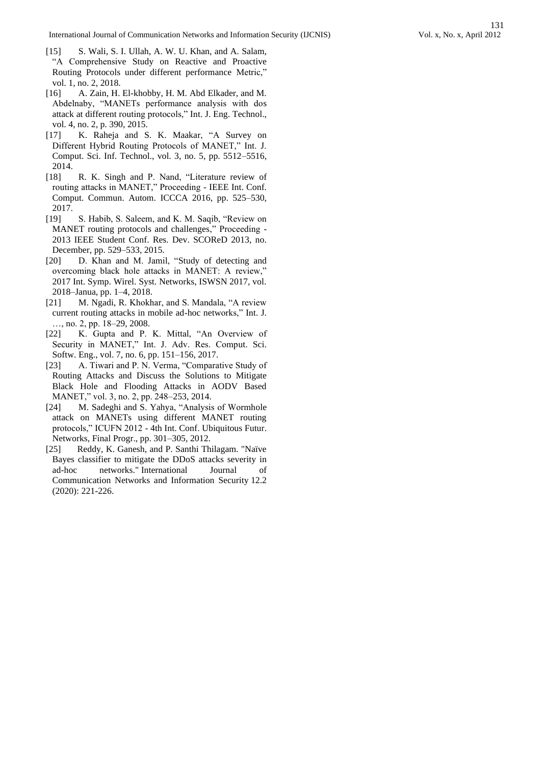[15] S. Wali, S. I. Ullah, A. W. U. Khan, and A. Salam, "A Comprehensive Study on Reactive and Proactive Routing Protocols under different performance Metric," vol. 1, no. 2, 2018.

[16] A. Zain, H. El-khobby, H. M. Abd Elkader, and M. Abdelnaby, "MANETs performance analysis with dos attack at different routing protocols," Int. J. Eng. Technol., vol. 4, no. 2, p. 390, 2015.

[17] K. Raheja and S. K. Maakar, "A Survey on Different Hybrid Routing Protocols of MANET," Int. J. Comput. Sci. Inf. Technol., vol. 3, no. 5, pp. 5512–5516, 2014.

[18] R. K. Singh and P. Nand, "Literature review of routing attacks in MANET," Proceeding - IEEE Int. Conf. Comput. Commun. Autom. ICCCA 2016, pp. 525–530, 2017.

[19] S. Habib, S. Saleem, and K. M. Saqib, "Review on MANET routing protocols and challenges," Proceeding - 2013 IEEE Student Conf. Res. Dev. SCOReD 2013, no. December, pp. 529–533, 2015.

[20] D. Khan and M. Jamil, "Study of detecting and overcoming black hole attacks in MANET: A review," 2017 Int. Symp. Wirel. Syst. Networks, ISWSN 2017, vol. 2018–Janua, pp. 1–4, 2018.

[21] M. Ngadi, R. Khokhar, and S. Mandala, "A review current routing attacks in mobile ad-hoc networks," Int. J. …, no. 2, pp. 18–29, 2008.

[22] K. Gupta and P. K. Mittal, "An Overview of Security in MANET," Int. J. Adv. Res. Comput. Sci. Softw. Eng., vol. 7, no. 6, pp. 151–156, 2017.

[23] A. Tiwari and P. N. Verma, "Comparative Study of Routing Attacks and Discuss the Solutions to Mitigate Black Hole and Flooding Attacks in AODV Based MANET," vol. 3, no. 2, pp. 248–253, 2014.

[24] M. Sadeghi and S. Yahya, "Analysis of Wormhole attack on MANETs using different MANET routing protocols," ICUFN 2012 - 4th Int. Conf. Ubiquitous Futur. Networks, Final Progr., pp. 301–305, 2012.

[25] Reddy, K. Ganesh, and P. Santhi Thilagam. "Naïve Bayes classifier to mitigate the DDoS attacks severity in ad-hoc networks." International Journal of Communication Networks and Information Security 12.2 (2020): 221-226.